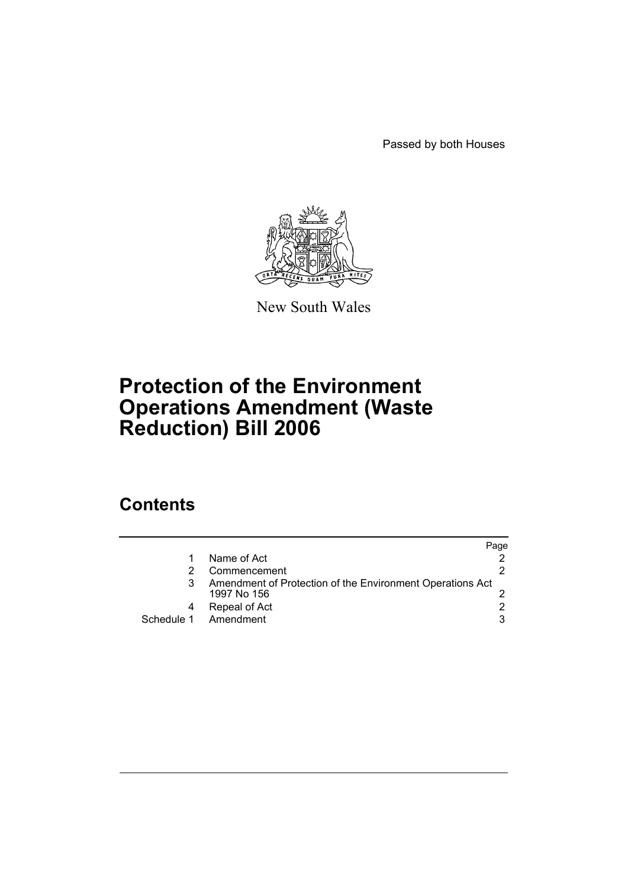Passed by both Houses

New South Wales

# Protection of the Environment Operations Amendment (Waste Reduction) Bill 2006

## Contents

| | | Page |
|---|---|---|
| 1 | Name of Act | 2 |
| 2 | Commencement | 2 |
| 3 | Amendment of Protection of the Environment Operations Act 1997 No 156 | 2 |
| 4 | Repeal of Act | 2 |
| Schedule 1 | Amendment | 3 |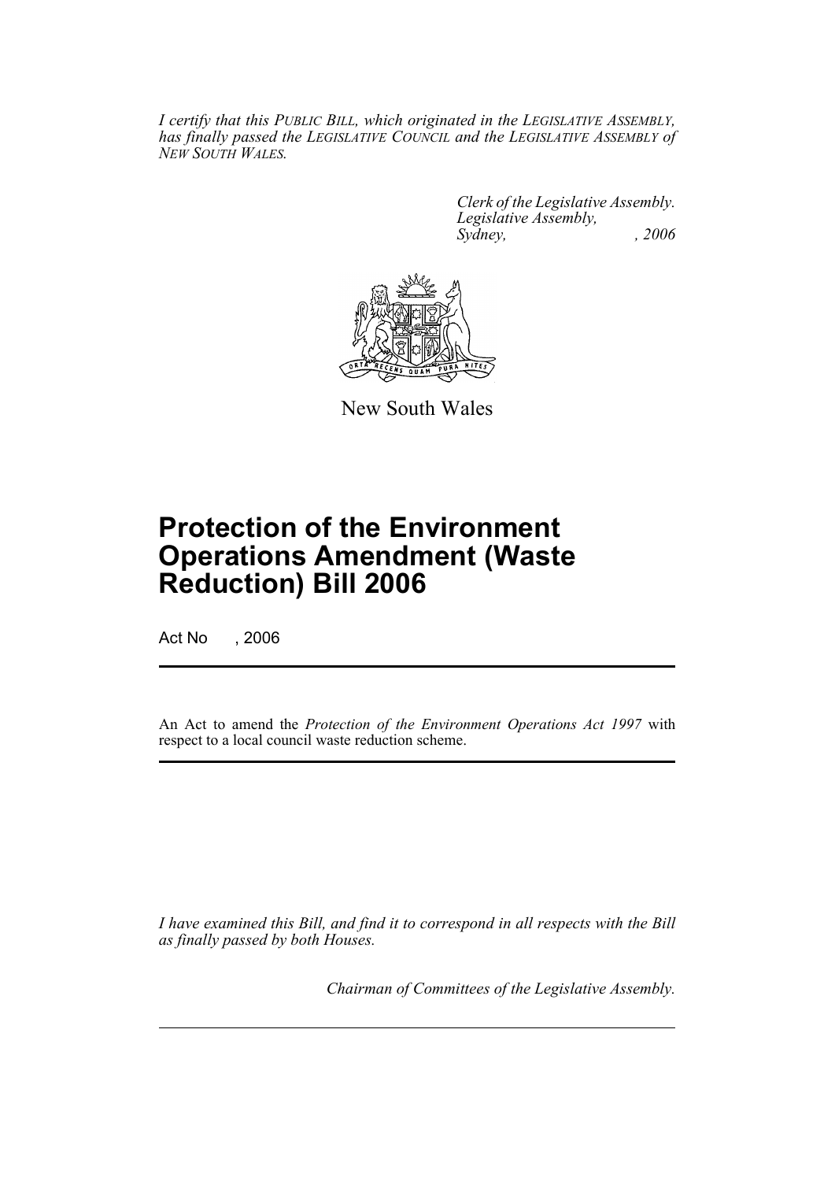*I certify that this PUBLIC BILL, which originated in the LEGISLATIVE ASSEMBLY, has finally passed the LEGISLATIVE COUNCIL and the LEGISLATIVE ASSEMBLY of NEW SOUTH WALES.*

*Clerk of the Legislative Assembly.*
*Legislative Assembly,*
*Sydney, , 2006*

New South Wales

# Protection of the Environment Operations Amendment (Waste Reduction) Bill 2006

Act No , 2006

An Act to amend the *Protection of the Environment Operations Act 1997* with respect to a local council waste reduction scheme.

*I have examined this Bill, and find it to correspond in all respects with the Bill as finally passed by both Houses.*

*Chairman of Committees of the Legislative Assembly.*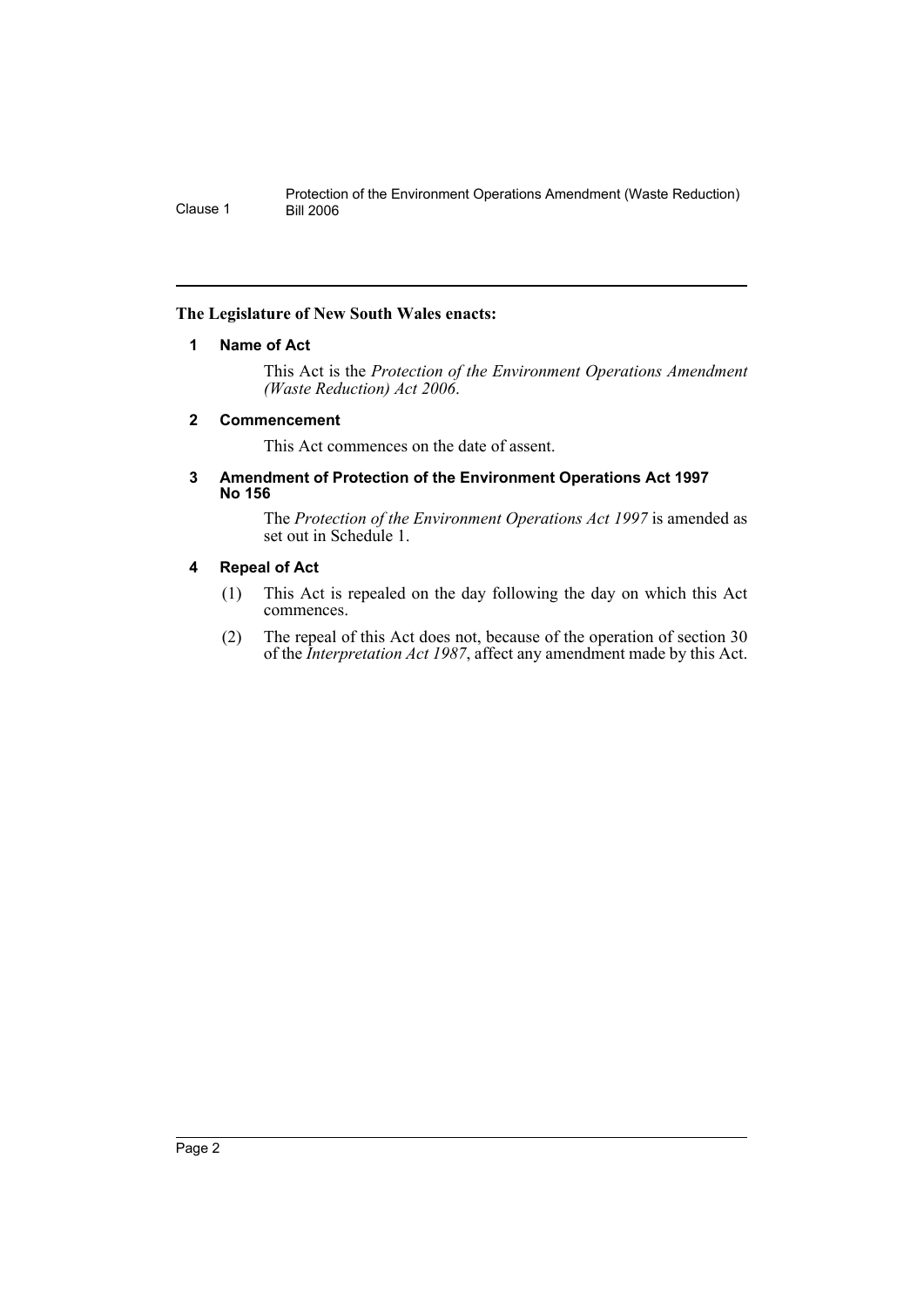**The Legislature of New South Wales enacts:**

### 1 Name of Act

This Act is the *Protection of the Environment Operations Amendment (Waste Reduction) Act 2006*.

### 2 Commencement

This Act commences on the date of assent.

### 3 Amendment of Protection of the Environment Operations Act 1997 No 156

The *Protection of the Environment Operations Act 1997* is amended as set out in Schedule 1.

### 4 Repeal of Act

(1) This Act is repealed on the day following the day on which this Act commences.

(2) The repeal of this Act does not, because of the operation of section 30 of the *Interpretation Act 1987*, affect any amendment made by this Act.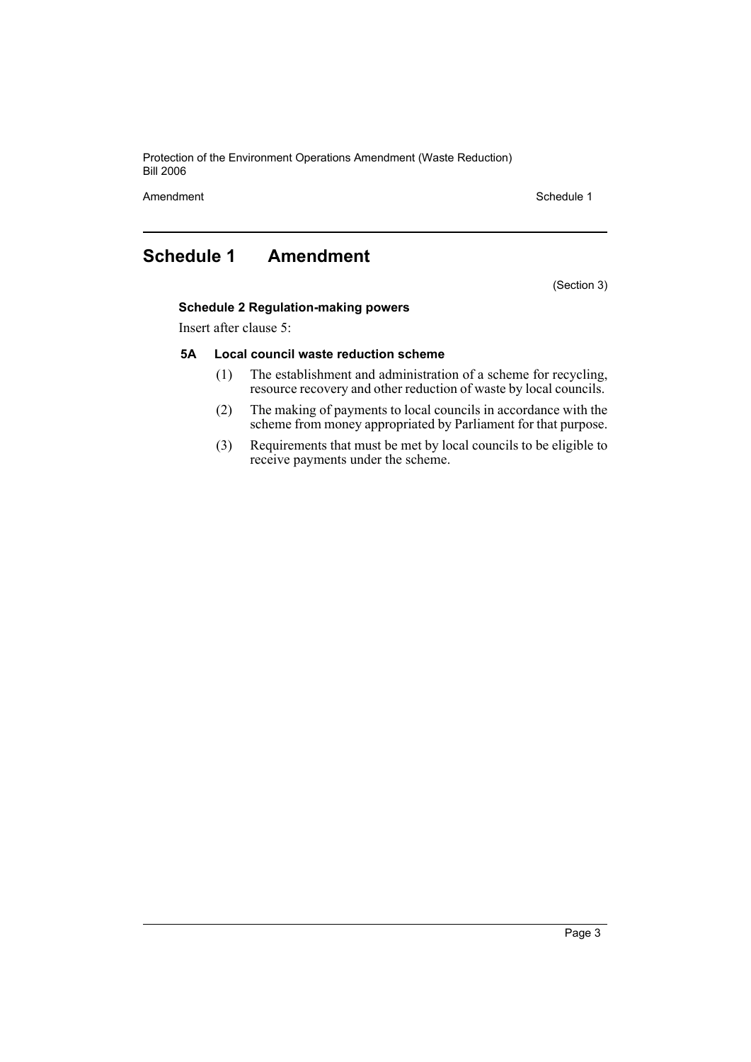# Schedule 1 Amendment

(Section 3)

### Schedule 2 Regulation-making powers

Insert after clause 5:

#### 5A Local council waste reduction scheme

(1) The establishment and administration of a scheme for recycling, resource recovery and other reduction of waste by local councils.

(2) The making of payments to local councils in accordance with the scheme from money appropriated by Parliament for that purpose.

(3) Requirements that must be met by local councils to be eligible to receive payments under the scheme.